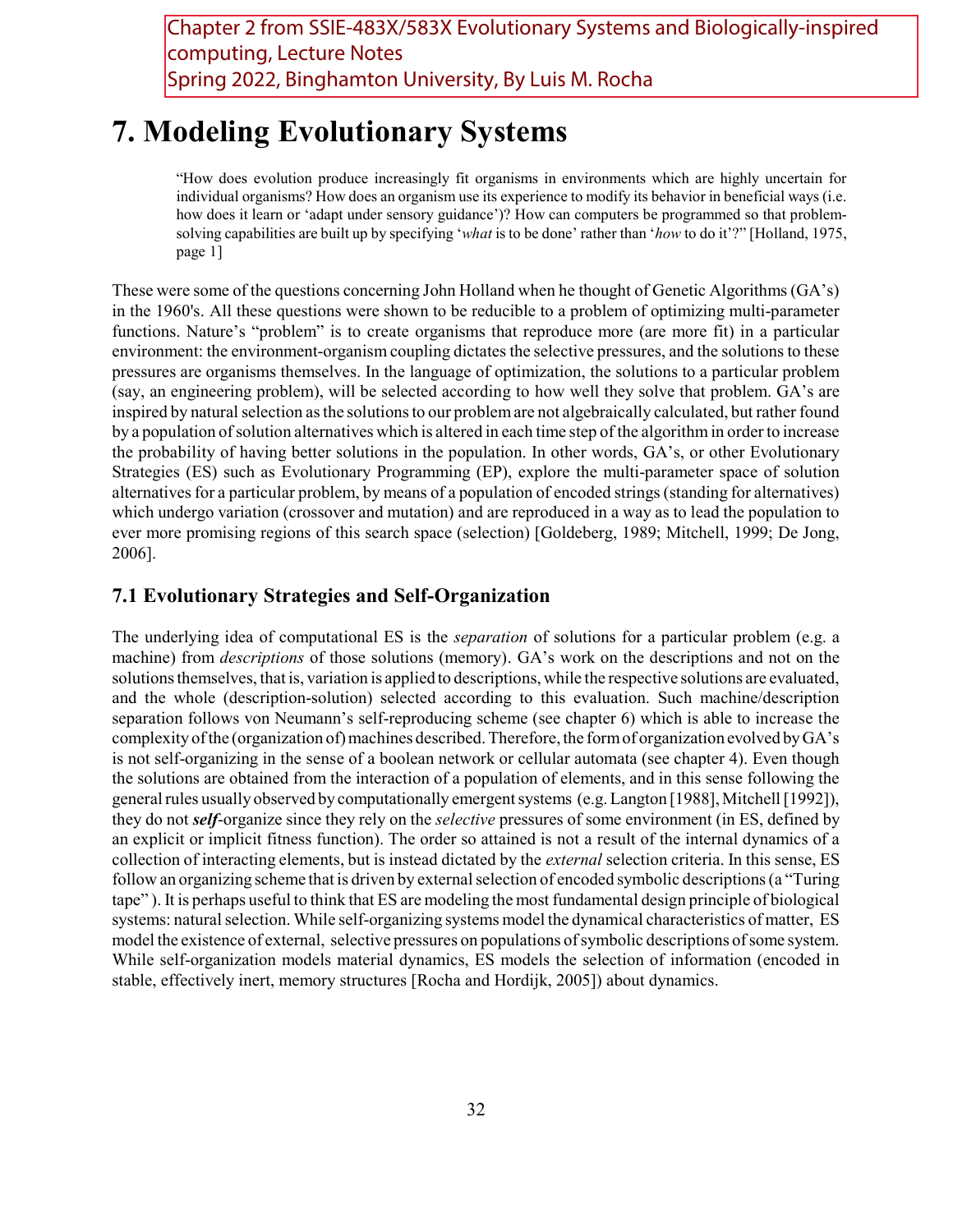Chapter 2 from SSIE-483X/583X Evolutionary Systems and Biologically-inspired computing, Lecture Notes
Spring 2022, Binghamton University, By Luis M. Rocha

# 7. Modeling Evolutionary Systems

> "How does evolution produce increasingly fit organisms in environments which are highly uncertain for individual organisms? How does an organism use its experience to modify its behavior in beneficial ways (i.e. how does it learn or 'adapt under sensory guidance')? How can computers be programmed so that problem-solving capabilities are built up by specifying '*what* is to be done' rather than '*how* to do it'?" [Holland, 1975, page 1]

These were some of the questions concerning John Holland when he thought of Genetic Algorithms (GA's) in the 1960's. All these questions were shown to be reducible to a problem of optimizing multi-parameter functions. Nature's "problem" is to create organisms that reproduce more (are more fit) in a particular environment: the environment-organism coupling dictates the selective pressures, and the solutions to these pressures are organisms themselves. In the language of optimization, the solutions to a particular problem (say, an engineering problem), will be selected according to how well they solve that problem. GA's are inspired by natural selection as the solutions to our problem are not algebraically calculated, but rather found by a population of solution alternatives which is altered in each time step of the algorithm in order to increase the probability of having better solutions in the population. In other words, GA's, or other Evolutionary Strategies (ES) such as Evolutionary Programming (EP), explore the multi-parameter space of solution alternatives for a particular problem, by means of a population of encoded strings (standing for alternatives) which undergo variation (crossover and mutation) and are reproduced in a way as to lead the population to ever more promising regions of this search space (selection) [Goldeberg, 1989; Mitchell, 1999; De Jong, 2006].

## 7.1 Evolutionary Strategies and Self-Organization

The underlying idea of computational ES is the *separation* of solutions for a particular problem (e.g. a machine) from *descriptions* of those solutions (memory). GA's work on the descriptions and not on the solutions themselves, that is, variation is applied to descriptions, while the respective solutions are evaluated, and the whole (description-solution) selected according to this evaluation. Such machine/description separation follows von Neumann's self-reproducing scheme (see chapter 6) which is able to increase the complexity of the (organization of) machines described. Therefore, the form of organization evolved by GA's is not self-organizing in the sense of a boolean network or cellular automata (see chapter 4). Even though the solutions are obtained from the interaction of a population of elements, and in this sense following the general rules usually observed by computationally emergent systems (e.g. Langton [1988], Mitchell [1992]), they do not ***self***-organize since they rely on the *selective* pressures of some environment (in ES, defined by an explicit or implicit fitness function). The order so attained is not a result of the internal dynamics of a collection of interacting elements, but is instead dictated by the *external* selection criteria. In this sense, ES follow an organizing scheme that is driven by external selection of encoded symbolic descriptions (a "Turing tape"). It is perhaps useful to think that ES are modeling the most fundamental design principle of biological systems: natural selection. While self-organizing systems model the dynamical characteristics of matter, ES model the existence of external, selective pressures on populations of symbolic descriptions of some system. While self-organization models material dynamics, ES models the selection of information (encoded in stable, effectively inert, memory structures [Rocha and Hordijk, 2005]) about dynamics.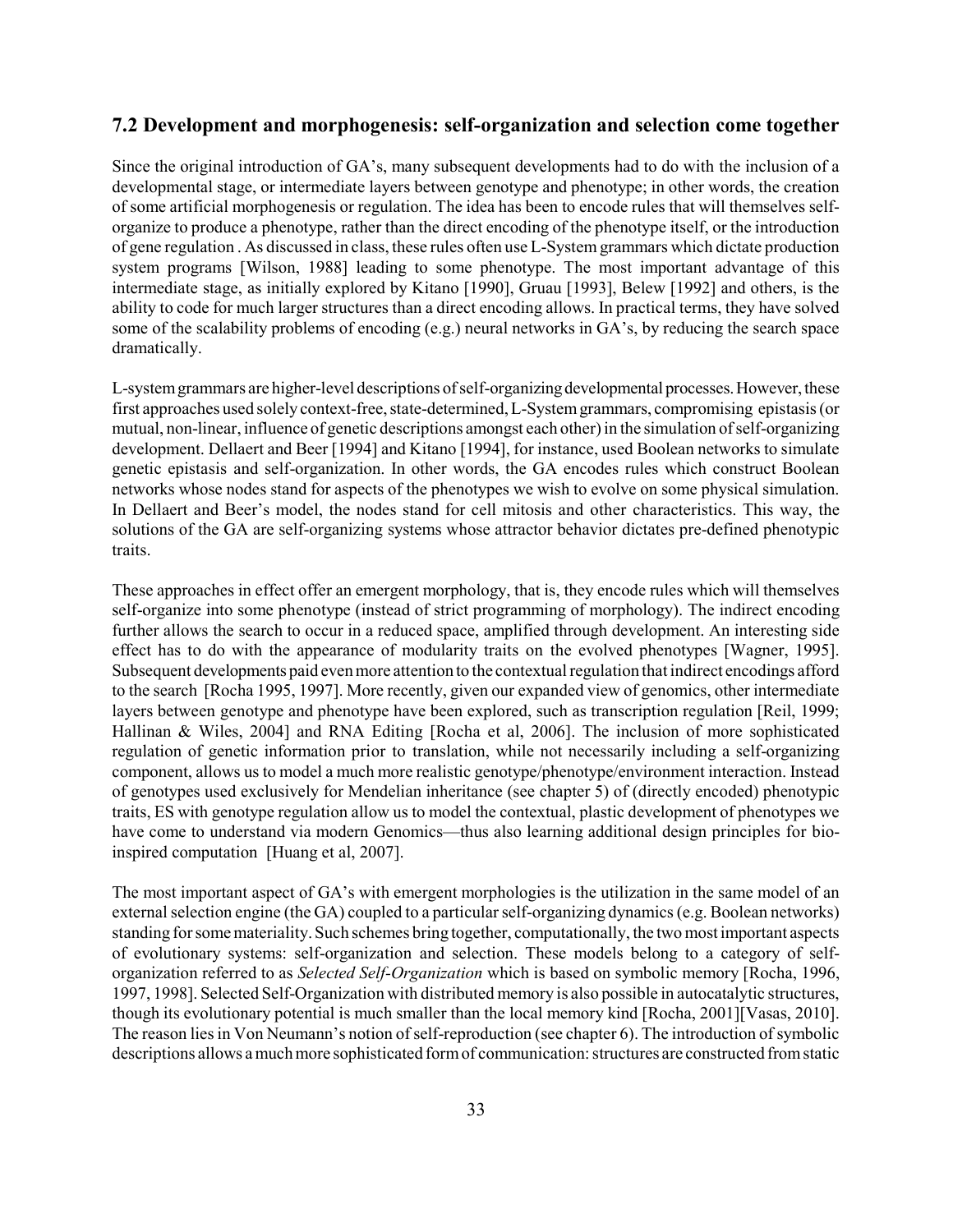## 7.2 Development and morphogenesis: self-organization and selection come together

Since the original introduction of GA's, many subsequent developments had to do with the inclusion of a developmental stage, or intermediate layers between genotype and phenotype; in other words, the creation of some artificial morphogenesis or regulation. The idea has been to encode rules that will themselves self-organize to produce a phenotype, rather than the direct encoding of the phenotype itself, or the introduction of gene regulation . As discussed in class, these rules often use L-System grammars which dictate production system programs [Wilson, 1988] leading to some phenotype. The most important advantage of this intermediate stage, as initially explored by Kitano [1990], Gruau [1993], Belew [1992] and others, is the ability to code for much larger structures than a direct encoding allows. In practical terms, they have solved some of the scalability problems of encoding (e.g.) neural networks in GA's, by reducing the search space dramatically.

L-system grammars are higher-level descriptions of self-organizing developmental processes. However, these first approaches used solely context-free, state-determined, L-System grammars, compromising epistasis (or mutual, non-linear, influence of genetic descriptions amongst each other) in the simulation of self-organizing development. Dellaert and Beer [1994] and Kitano [1994], for instance, used Boolean networks to simulate genetic epistasis and self-organization. In other words, the GA encodes rules which construct Boolean networks whose nodes stand for aspects of the phenotypes we wish to evolve on some physical simulation. In Dellaert and Beer's model, the nodes stand for cell mitosis and other characteristics. This way, the solutions of the GA are self-organizing systems whose attractor behavior dictates pre-defined phenotypic traits.

These approaches in effect offer an emergent morphology, that is, they encode rules which will themselves self-organize into some phenotype (instead of strict programming of morphology). The indirect encoding further allows the search to occur in a reduced space, amplified through development. An interesting side effect has to do with the appearance of modularity traits on the evolved phenotypes [Wagner, 1995]. Subsequent developments paid even more attention to the contextual regulation that indirect encodings afford to the search [Rocha 1995, 1997]. More recently, given our expanded view of genomics, other intermediate layers between genotype and phenotype have been explored, such as transcription regulation [Reil, 1999; Hallinan & Wiles, 2004] and RNA Editing [Rocha et al, 2006]. The inclusion of more sophisticated regulation of genetic information prior to translation, while not necessarily including a self-organizing component, allows us to model a much more realistic genotype/phenotype/environment interaction. Instead of genotypes used exclusively for Mendelian inheritance (see chapter 5) of (directly encoded) phenotypic traits, ES with genotype regulation allow us to model the contextual, plastic development of phenotypes we have come to understand via modern Genomics—thus also learning additional design principles for bio-inspired computation [Huang et al, 2007].

The most important aspect of GA's with emergent morphologies is the utilization in the same model of an external selection engine (the GA) coupled to a particular self-organizing dynamics (e.g. Boolean networks) standing for some materiality. Such schemes bring together, computationally, the two most important aspects of evolutionary systems: self-organization and selection. These models belong to a category of self-organization referred to as *Selected Self-Organization* which is based on symbolic memory [Rocha, 1996, 1997, 1998]. Selected Self-Organization with distributed memory is also possible in autocatalytic structures, though its evolutionary potential is much smaller than the local memory kind [Rocha, 2001][Vasas, 2010]. The reason lies in Von Neumann's notion of self-reproduction (see chapter 6). The introduction of symbolic descriptions allows a much more sophisticated form of communication: structures are constructed from static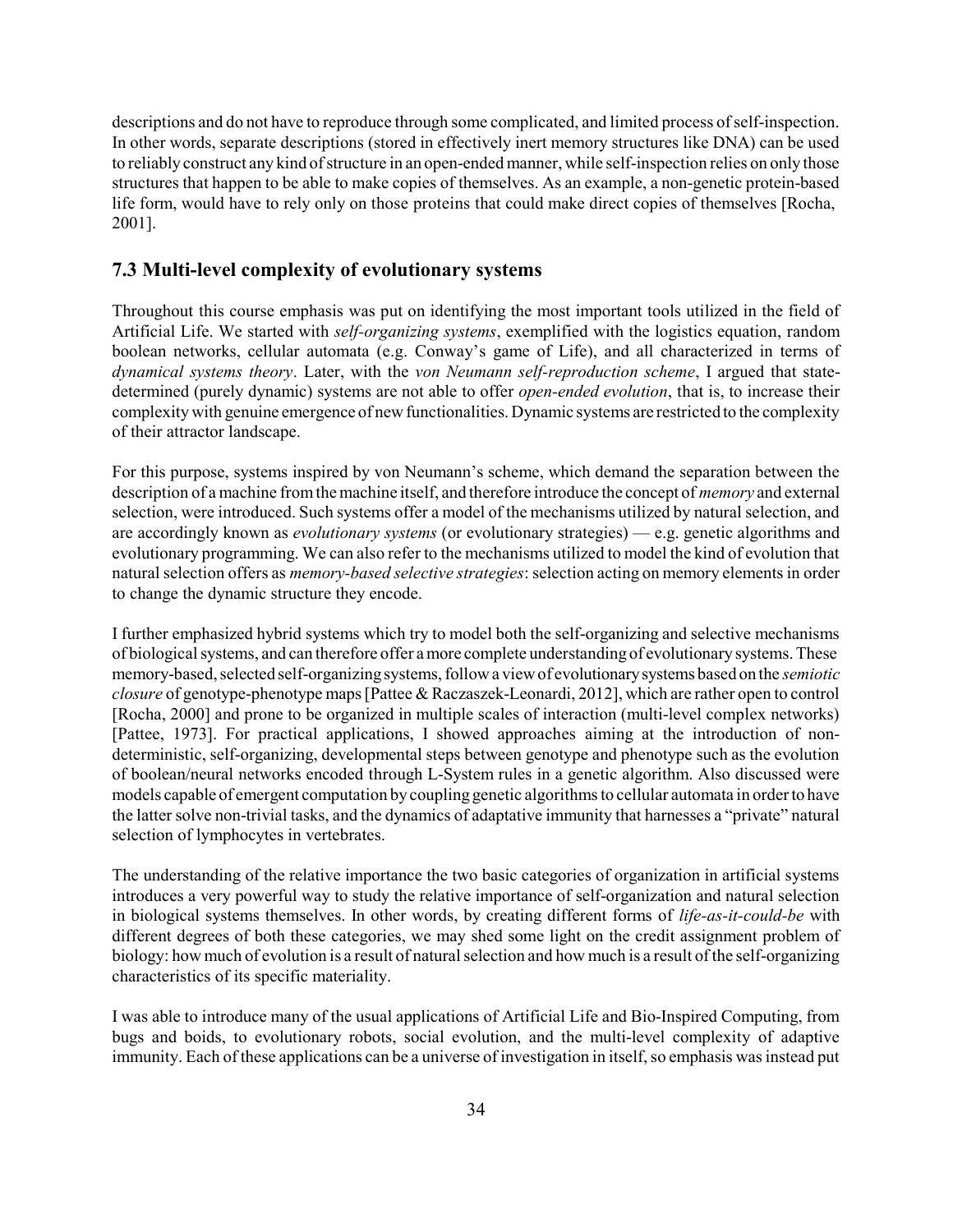descriptions and do not have to reproduce through some complicated, and limited process of self-inspection. In other words, separate descriptions (stored in effectively inert memory structures like DNA) can be used to reliably construct any kind of structure in an open-ended manner, while self-inspection relies on only those structures that happen to be able to make copies of themselves. As an example, a non-genetic protein-based life form, would have to rely only on those proteins that could make direct copies of themselves [Rocha, 2001].

### 7.3 Multi-level complexity of evolutionary systems

Throughout this course emphasis was put on identifying the most important tools utilized in the field of Artificial Life. We started with *self-organizing systems*, exemplified with the logistics equation, random boolean networks, cellular automata (e.g. Conway's game of Life), and all characterized in terms of *dynamical systems theory*. Later, with the *von Neumann self-reproduction scheme*, I argued that state-determined (purely dynamic) systems are not able to offer *open-ended evolution*, that is, to increase their complexity with genuine emergence of new functionalities. Dynamic systems are restricted to the complexity of their attractor landscape.

For this purpose, systems inspired by von Neumann's scheme, which demand the separation between the description of a machine from the machine itself, and therefore introduce the concept of *memory* and external selection, were introduced. Such systems offer a model of the mechanisms utilized by natural selection, and are accordingly known as *evolutionary systems* (or evolutionary strategies) — e.g. genetic algorithms and evolutionary programming. We can also refer to the mechanisms utilized to model the kind of evolution that natural selection offers as *memory-based selective strategies*: selection acting on memory elements in order to change the dynamic structure they encode.

I further emphasized hybrid systems which try to model both the self-organizing and selective mechanisms of biological systems, and can therefore offer a more complete understanding of evolutionary systems. These memory-based, selected self-organizing systems, follow a view of evolutionary systems based on the *semiotic closure* of genotype-phenotype maps [Pattee & Raczaszek-Leonardi, 2012], which are rather open to control [Rocha, 2000] and prone to be organized in multiple scales of interaction (multi-level complex networks) [Pattee, 1973]. For practical applications, I showed approaches aiming at the introduction of non-deterministic, self-organizing, developmental steps between genotype and phenotype such as the evolution of boolean/neural networks encoded through L-System rules in a genetic algorithm. Also discussed were models capable of emergent computation by coupling genetic algorithms to cellular automata in order to have the latter solve non-trivial tasks, and the dynamics of adaptative immunity that harnesses a "private" natural selection of lymphocytes in vertebrates.

The understanding of the relative importance the two basic categories of organization in artificial systems introduces a very powerful way to study the relative importance of self-organization and natural selection in biological systems themselves. In other words, by creating different forms of *life-as-it-could-be* with different degrees of both these categories, we may shed some light on the credit assignment problem of biology: how much of evolution is a result of natural selection and how much is a result of the self-organizing characteristics of its specific materiality.

I was able to introduce many of the usual applications of Artificial Life and Bio-Inspired Computing, from bugs and boids, to evolutionary robots, social evolution, and the multi-level complexity of adaptive immunity. Each of these applications can be a universe of investigation in itself, so emphasis was instead put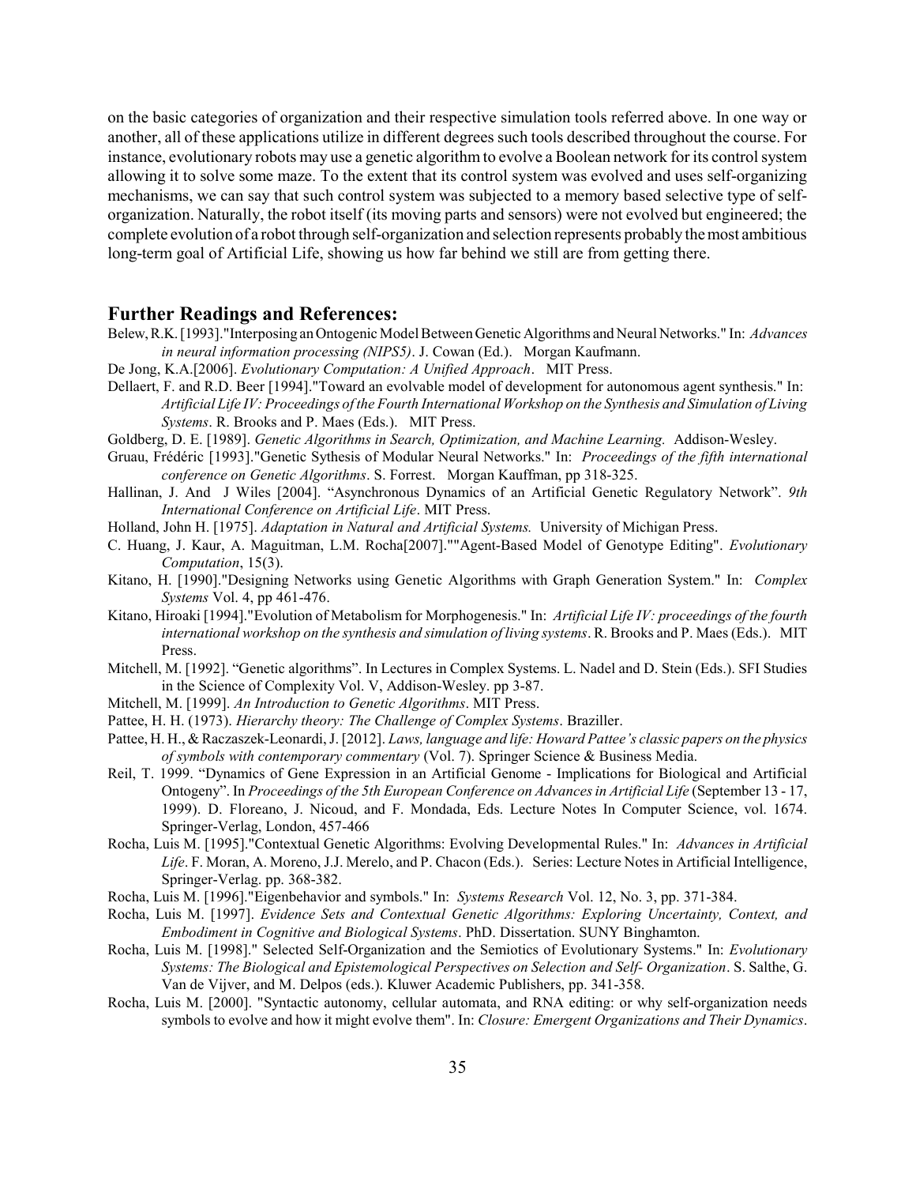on the basic categories of organization and their respective simulation tools referred above. In one way or another, all of these applications utilize in different degrees such tools described throughout the course. For instance, evolutionary robots may use a genetic algorithm to evolve a Boolean network for its control system allowing it to solve some maze. To the extent that its control system was evolved and uses self-organizing mechanisms, we can say that such control system was subjected to a memory based selective type of self-organization. Naturally, the robot itself (its moving parts and sensors) were not evolved but engineered; the complete evolution of a robot through self-organization and selection represents probably the most ambitious long-term goal of Artificial Life, showing us how far behind we still are from getting there.

## Further Readings and References:

Belew, R.K. [1993]."Interposing an Ontogenic Model Between Genetic Algorithms and Neural Networks." In: *Advances in neural information processing (NIPS5)*. J. Cowan (Ed.). Morgan Kaufmann.

De Jong, K.A.[2006]. *Evolutionary Computation: A Unified Approach*. MIT Press.

Dellaert, F. and R.D. Beer [1994]."Toward an evolvable model of development for autonomous agent synthesis." In: *Artificial Life IV: Proceedings of the Fourth International Workshop on the Synthesis and Simulation of Living Systems*. R. Brooks and P. Maes (Eds.). MIT Press.

Goldberg, D. E. [1989]. *Genetic Algorithms in Search, Optimization, and Machine Learning.* Addison-Wesley.

Gruau, Frédéric [1993]."Genetic Sythesis of Modular Neural Networks." In: *Proceedings of the fifth international conference on Genetic Algorithms*. S. Forrest. Morgan Kauffman, pp 318-325.

Hallinan, J. And J Wiles [2004]. "Asynchronous Dynamics of an Artificial Genetic Regulatory Network". *9th International Conference on Artificial Life*. MIT Press.

Holland, John H. [1975]. *Adaptation in Natural and Artificial Systems.* University of Michigan Press.

C. Huang, J. Kaur, A. Maguitman, L.M. Rocha[2007]."“Agent-Based Model of Genotype Editing". *Evolutionary Computation*, 15(3).

Kitano, H. [1990]."Designing Networks using Genetic Algorithms with Graph Generation System." In: *Complex Systems* Vol. 4, pp 461-476.

Kitano, Hiroaki [1994]."Evolution of Metabolism for Morphogenesis." In: *Artificial Life IV: proceedings of the fourth international workshop on the synthesis and simulation of living systems*. R. Brooks and P. Maes (Eds.). MIT Press.

Mitchell, M. [1992]. "Genetic algorithms". In Lectures in Complex Systems. L. Nadel and D. Stein (Eds.). SFI Studies in the Science of Complexity Vol. V, Addison-Wesley. pp 3-87.

Mitchell, M. [1999]. *An Introduction to Genetic Algorithms*. MIT Press.

Pattee, H. H. (1973). *Hierarchy theory: The Challenge of Complex Systems*. Braziller.

Pattee, H. H., & Raczaszek-Leonardi, J. [2012]. *Laws, language and life: Howard Pattee's classic papers on the physics of symbols with contemporary commentary* (Vol. 7). Springer Science & Business Media.

Reil, T. 1999. "Dynamics of Gene Expression in an Artificial Genome - Implications for Biological and Artificial Ontogeny". In *Proceedings of the 5th European Conference on Advances in Artificial Life* (September 13 - 17, 1999). D. Floreano, J. Nicoud, and F. Mondada, Eds. Lecture Notes In Computer Science, vol. 1674. Springer-Verlag, London, 457-466

Rocha, Luis M. [1995]."Contextual Genetic Algorithms: Evolving Developmental Rules." In: *Advances in Artificial Life*. F. Moran, A. Moreno, J.J. Merelo, and P. Chacon (Eds.). Series: Lecture Notes in Artificial Intelligence, Springer-Verlag. pp. 368-382.

Rocha, Luis M. [1996]."Eigenbehavior and symbols." In: *Systems Research* Vol. 12, No. 3, pp. 371-384.

Rocha, Luis M. [1997]. *Evidence Sets and Contextual Genetic Algorithms: Exploring Uncertainty, Context, and Embodiment in Cognitive and Biological Systems*. PhD. Dissertation. SUNY Binghamton.

Rocha, Luis M. [1998]." Selected Self-Organization and the Semiotics of Evolutionary Systems." In: *Evolutionary Systems: The Biological and Epistemological Perspectives on Selection and Self- Organization*. S. Salthe, G. Van de Vijver, and M. Delpos (eds.). Kluwer Academic Publishers, pp. 341-358.

Rocha, Luis M. [2000]. "Syntactic autonomy, cellular automata, and RNA editing: or why self-organization needs symbols to evolve and how it might evolve them". In: *Closure: Emergent Organizations and Their Dynamics*.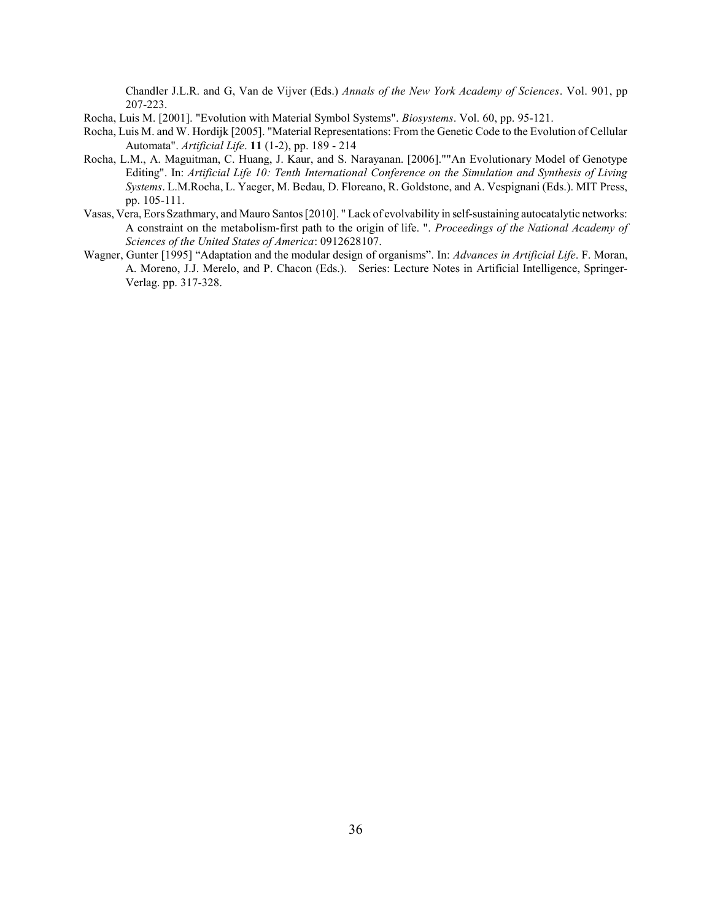Chandler J.L.R. and G, Van de Vijver (Eds.) *Annals of the New York Academy of Sciences*. Vol. 901, pp 207-223.

Rocha, Luis M. [2001]. "Evolution with Material Symbol Systems". *Biosystems*. Vol. 60, pp. 95-121.

Rocha, Luis M. and W. Hordijk [2005]. "Material Representations: From the Genetic Code to the Evolution of Cellular Automata". *Artificial Life*. **11** (1-2), pp. 189 - 214

Rocha, L.M., A. Maguitman, C. Huang, J. Kaur, and S. Narayanan. [2006].""An Evolutionary Model of Genotype Editing". In: *Artificial Life 10: Tenth International Conference on the Simulation and Synthesis of Living Systems*. L.M.Rocha, L. Yaeger, M. Bedau, D. Floreano, R. Goldstone, and A. Vespignani (Eds.). MIT Press, pp. 105-111.

Vasas, Vera, Eors Szathmary, and Mauro Santos [2010]. " Lack of evolvability in self-sustaining autocatalytic networks: A constraint on the metabolism-first path to the origin of life. ". *Proceedings of the National Academy of Sciences of the United States of America*: 0912628107.

Wagner, Gunter [1995] "Adaptation and the modular design of organisms". In: *Advances in Artificial Life*. F. Moran, A. Moreno, J.J. Merelo, and P. Chacon (Eds.). Series: Lecture Notes in Artificial Intelligence, Springer-Verlag. pp. 317-328.